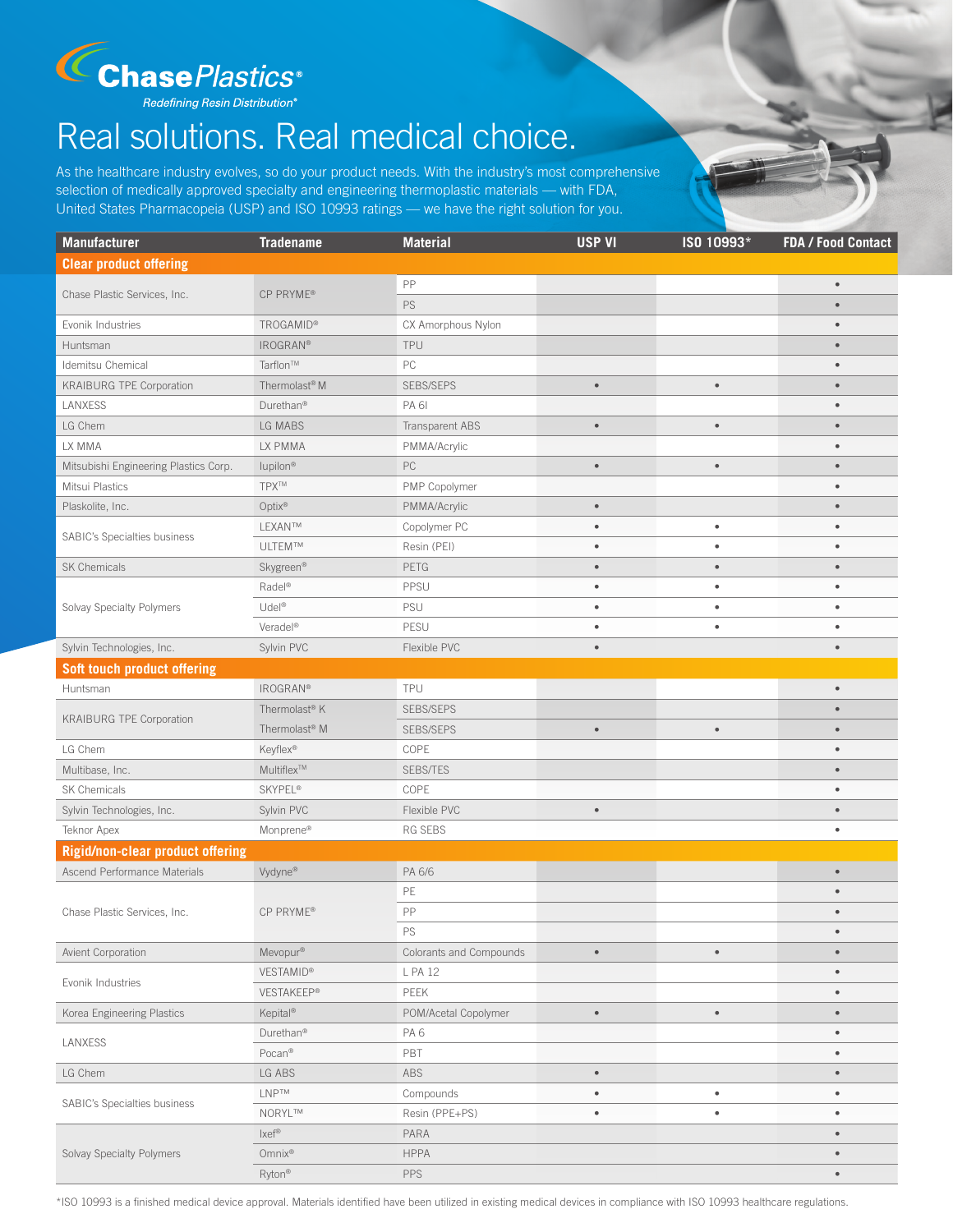ChasePlastics®

*Redefining Resin Distribution®*

# Real solutions. Real medical choice.

As the healthcare industry evolves, so do your product needs. With the industry's most comprehensive selection of medically approved specialty and engineering thermoplastic materials — with FDA, United States Pharmacopeia (USP) and ISO 10993 ratings — we have the right solution for you.

| Manufacturer | Tradename | Material | USP VI | ISO 10993* | FDA / Food Contact |
|---|---|---|---|---|---|
| **Clear product offering** | | | | | |
| Chase Plastic Services, Inc. | CP PRYME® | PP | | | • |
| | | PS | | | • |
| Evonik Industries | TROGAMID® | CX Amorphous Nylon | | | • |
| Huntsman | IROGRAN® | TPU | | | • |
| Idemitsu Chemical | Tarflon™ | PC | | | • |
| KRAIBURG TPE Corporation | Thermolast® M | SEBS/SEPS | • | • | • |
| LANXESS | Durethan® | PA 6I | | | • |
| LG Chem | LG MABS | Transparent ABS | • | • | • |
| LX MMA | LX PMMA | PMMA/Acrylic | | | • |
| Mitsubishi Engineering Plastics Corp. | Iupilon® | PC | • | • | • |
| Mitsui Plastics | TPX™ | PMP Copolymer | | | • |
| Plaskolite, Inc. | Optix® | PMMA/Acrylic | • | | • |
| SABIC's Specialties business | LEXAN™ | Copolymer PC | • | • | • |
| | ULTEM™ | Resin (PEI) | • | • | • |
| SK Chemicals | Skygreen® | PETG | • | • | • |
| Solvay Specialty Polymers | Radel® | PPSU | • | • | • |
| | Udel® | PSU | • | • | • |
| | Veradel® | PESU | • | • | • |
| Sylvin Technologies, Inc. | Sylvin PVC | Flexible PVC | • | | • |
| **Soft touch product offering** | | | | | |
| Huntsman | IROGRAN® | TPU | | | • |
| KRAIBURG TPE Corporation | Thermolast® K | SEBS/SEPS | | | • |
| | Thermolast® M | SEBS/SEPS | • | • | • |
| LG Chem | Keyflex® | COPE | | | • |
| Multibase, Inc. | Multiflex™ | SEBS/TES | | | • |
| SK Chemicals | SKYPEL® | COPE | | | • |
| Sylvin Technologies, Inc. | Sylvin PVC | Flexible PVC | • | | • |
| Teknor Apex | Monprene® | RG SEBS | | | • |
| **Rigid/non-clear product offering** | | | | | |
| Ascend Performance Materials | Vydyne® | PA 6/6 | | | • |
| Chase Plastic Services, Inc. | CP PRYME® | PE | | | • |
| | | PP | | | • |
| | | PS | | | • |
| Avient Corporation | Mevopur® | Colorants and Compounds | • | • | • |
| Evonik Industries | VESTAMID® | L PA 12 | | | • |
| | VESTAKEEP® | PEEK | | | • |
| Korea Engineering Plastics | Kepital® | POM/Acetal Copolymer | • | • | • |
| LANXESS | Durethan® | PA 6 | | | • |
| | Pocan® | PBT | | | • |
| LG Chem | LG ABS | ABS | • | | • |
| SABIC's Specialties business | LNP™ | Compounds | • | • | • |
| | NORYL™ | Resin (PPE+PS) | • | • | • |
| Solvay Specialty Polymers | Ixef® | PARA | | | • |
| | Omnix® | HPPA | | | • |
| | Ryton® | PPS | | | • |

*ISO 10993 is a finished medical device approval. Materials identified have been utilized in existing medical devices in compliance with ISO 10993 healthcare regulations.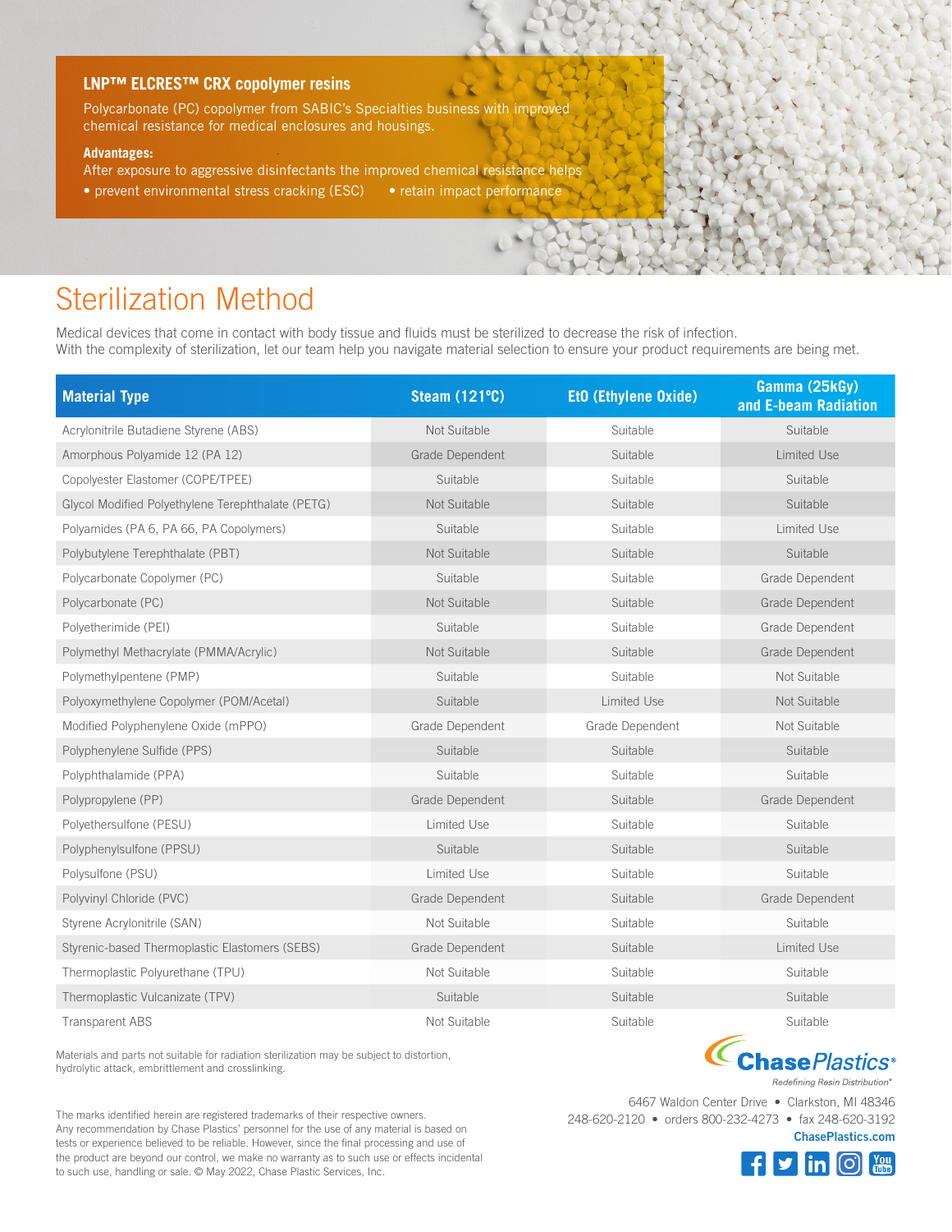**LNP™ ELCRES™ CRX copolymer resins**

Polycarbonate (PC) copolymer from SABIC's Specialties business with improved chemical resistance for medical enclosures and housings.

**Advantages:**

After exposure to aggressive disinfectants the improved chemical resistance helps

- prevent environmental stress cracking (ESC)
- retain impact performance

# Sterilization Method

Medical devices that come in contact with body tissue and fluids must be sterilized to decrease the risk of infection. With the complexity of sterilization, let our team help you navigate material selection to ensure your product requirements are being met.

| Material Type | Steam (121°C) | EtO (Ethylene Oxide) | Gamma (25kGy) and E-beam Radiation |
|---|---|---|---|
| Acrylonitrile Butadiene Styrene (ABS) | Not Suitable | Suitable | Suitable |
| Amorphous Polyamide 12 (PA 12) | Grade Dependent | Suitable | Limited Use |
| Copolyester Elastomer (COPE/TPEE) | Suitable | Suitable | Suitable |
| Glycol Modified Polyethylene Terephthalate (PETG) | Not Suitable | Suitable | Suitable |
| Polyamides (PA 6, PA 66, PA Copolymers) | Suitable | Suitable | Limited Use |
| Polybutylene Terephthalate (PBT) | Not Suitable | Suitable | Suitable |
| Polycarbonate Copolymer (PC) | Suitable | Suitable | Grade Dependent |
| Polycarbonate (PC) | Not Suitable | Suitable | Grade Dependent |
| Polyetherimide (PEI) | Suitable | Suitable | Grade Dependent |
| Polymethyl Methacrylate (PMMA/Acrylic) | Not Suitable | Suitable | Grade Dependent |
| Polymethylpentene (PMP) | Suitable | Suitable | Not Suitable |
| Polyoxymethylene Copolymer (POM/Acetal) | Suitable | Limited Use | Not Suitable |
| Modified Polyphenylene Oxide (mPPO) | Grade Dependent | Grade Dependent | Not Suitable |
| Polyphenylene Sulfide (PPS) | Suitable | Suitable | Suitable |
| Polyphthalamide (PPA) | Suitable | Suitable | Suitable |
| Polypropylene (PP) | Grade Dependent | Suitable | Grade Dependent |
| Polyethersulfone (PESU) | Limited Use | Suitable | Suitable |
| Polyphenylsulfone (PPSU) | Suitable | Suitable | Suitable |
| Polysulfone (PSU) | Limited Use | Suitable | Suitable |
| Polyvinyl Chloride (PVC) | Grade Dependent | Suitable | Grade Dependent |
| Styrene Acrylonitrile (SAN) | Not Suitable | Suitable | Suitable |
| Styrenic-based Thermoplastic Elastomers (SEBS) | Grade Dependent | Suitable | Limited Use |
| Thermoplastic Polyurethane (TPU) | Not Suitable | Suitable | Suitable |
| Thermoplastic Vulcanizate (TPV) | Suitable | Suitable | Suitable |
| Transparent ABS | Not Suitable | Suitable | Suitable |

Materials and parts not suitable for radiation sterilization may be subject to distortion, hydrolytic attack, embrittlement and crosslinking.

ChasePlastics®
Redefining Resin Distribution®

6467 Waldon Center Drive • Clarkston, MI 48346
248-620-2120 • orders 800-232-4273 • fax 248-620-3192
ChasePlastics.com

The marks identified herein are registered trademarks of their respective owners. Any recommendation by Chase Plastics' personnel for the use of any material is based on tests or experience believed to be reliable. However, since the final processing and use of the product are beyond our control, we make no warranty as to such use or effects incidental to such use, handling or sale. © May 2022, Chase Plastic Services, Inc.